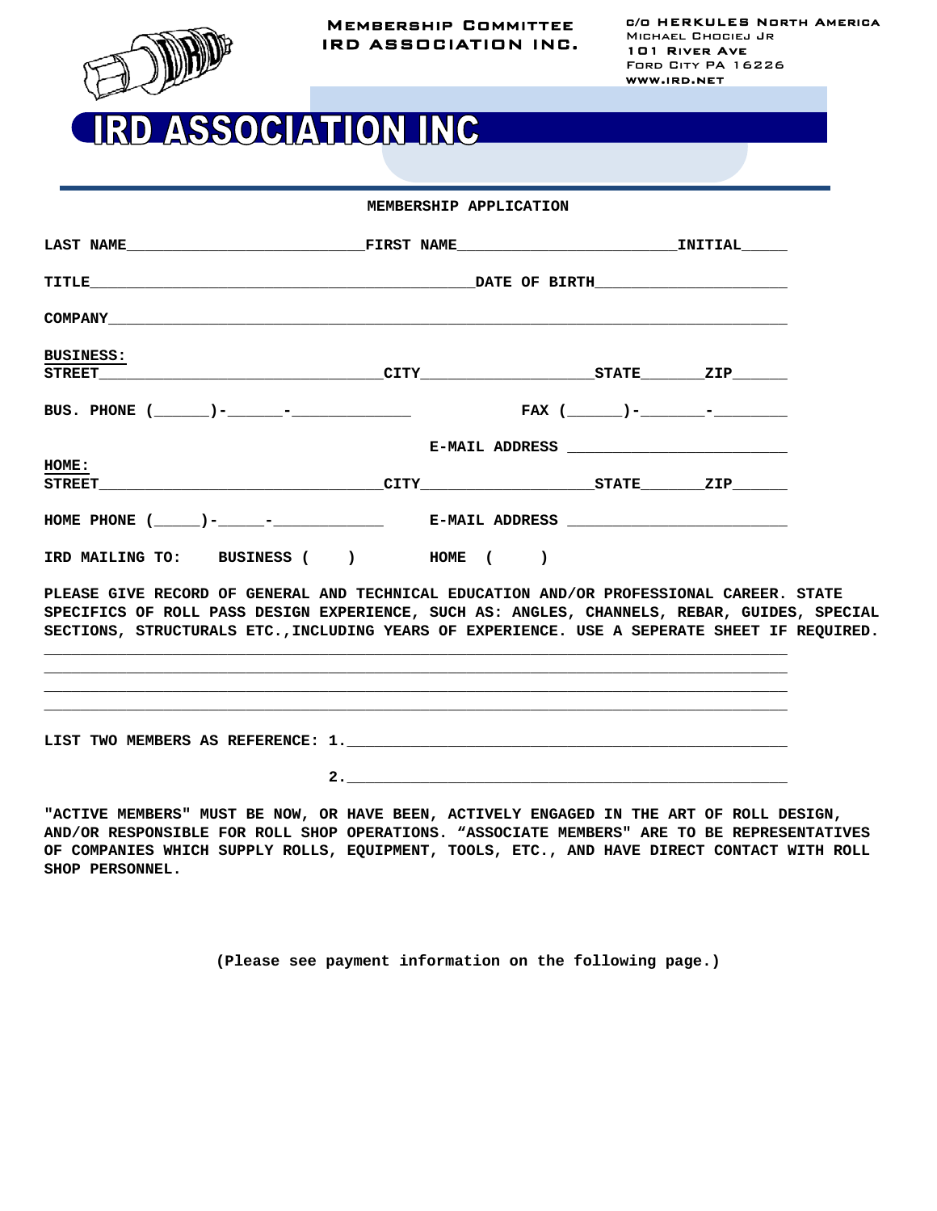**MEMBERSHIP COMMITTEE**
**IRD ASSOCIATION INC.**

C/O HERKULES NORTH AMERICA
MICHAEL CHOCIEJ JR
101 RIVER AVE
FORD CITY PA 16226
WWW.IRD.NET

# IRD ASSOCIATION INC

## MEMBERSHIP APPLICATION

LAST NAME\_\_\_\_\_\_\_\_\_\_\_\_\_\_\_\_\_\_\_\_\_\_\_\_\_\_FIRST NAME\_\_\_\_\_\_\_\_\_\_\_\_\_\_\_\_\_\_\_\_\_\_\_\_\_INITIAL\_\_\_\_\_

TITLE\_\_\_\_\_\_\_\_\_\_\_\_\_\_\_\_\_\_\_\_\_\_\_\_\_\_\_\_\_\_\_\_\_\_\_\_\_\_\_\_\_DATE OF BIRTH\_\_\_\_\_\_\_\_\_\_\_\_\_\_\_\_\_\_\_\_\_

COMPANY\_\_\_\_\_\_\_\_\_\_\_\_\_\_\_\_\_\_\_\_\_\_\_\_\_\_\_\_\_\_\_\_\_\_\_\_\_\_\_\_\_\_\_\_\_\_\_\_\_\_\_\_\_\_\_\_\_\_\_\_\_\_\_\_\_\_\_\_\_\_\_\_\_\_

**BUSINESS:**
STREET\_\_\_\_\_\_\_\_\_\_\_\_\_\_\_\_\_\_\_\_\_\_\_\_\_\_\_\_\_\_CITY\_\_\_\_\_\_\_\_\_\_\_\_\_\_\_\_\_\_\_STATE\_\_\_\_\_\_\_ZIP\_\_\_\_\_\_

BUS. PHONE (\_\_\_\_\_\_)-\_\_\_\_\_\_-\_\_\_\_\_\_\_\_\_\_\_\_\_ FAX (\_\_\_\_\_\_)-\_\_\_\_\_\_\_-\_\_\_\_\_\_\_\_

E-MAIL ADDRESS \_\_\_\_\_\_\_\_\_\_\_\_\_\_\_\_\_\_\_\_\_\_\_\_

**HOME:**
STREET\_\_\_\_\_\_\_\_\_\_\_\_\_\_\_\_\_\_\_\_\_\_\_\_\_\_\_\_\_\_CITY\_\_\_\_\_\_\_\_\_\_\_\_\_\_\_\_\_\_\_STATE\_\_\_\_\_\_\_ZIP\_\_\_\_\_\_

HOME PHONE (\_\_\_\_\_)-\_\_\_\_\_-\_\_\_\_\_\_\_\_\_\_\_\_ E-MAIL ADDRESS \_\_\_\_\_\_\_\_\_\_\_\_\_\_\_\_\_\_\_\_\_\_\_\_

IRD MAILING TO: BUSINESS ( ) HOME ( )

PLEASE GIVE RECORD OF GENERAL AND TECHNICAL EDUCATION AND/OR PROFESSIONAL CAREER. STATE SPECIFICS OF ROLL PASS DESIGN EXPERIENCE, SUCH AS: ANGLES, CHANNELS, REBAR, GUIDES, SPECIAL SECTIONS, STRUCTURALS ETC.,INCLUDING YEARS OF EXPERIENCE. USE A SEPERATE SHEET IF REQUIRED.

\_\_\_\_\_\_\_\_\_\_\_\_\_\_\_\_\_\_\_\_\_\_\_\_\_\_\_\_\_\_\_\_\_\_\_\_\_\_\_\_\_\_\_\_\_\_\_\_\_\_\_\_\_\_\_\_\_\_\_\_\_\_\_\_\_\_\_\_\_\_\_\_\_\_\_\_\_\_
\_\_\_\_\_\_\_\_\_\_\_\_\_\_\_\_\_\_\_\_\_\_\_\_\_\_\_\_\_\_\_\_\_\_\_\_\_\_\_\_\_\_\_\_\_\_\_\_\_\_\_\_\_\_\_\_\_\_\_\_\_\_\_\_\_\_\_\_\_\_\_\_\_\_\_\_\_\_
\_\_\_\_\_\_\_\_\_\_\_\_\_\_\_\_\_\_\_\_\_\_\_\_\_\_\_\_\_\_\_\_\_\_\_\_\_\_\_\_\_\_\_\_\_\_\_\_\_\_\_\_\_\_\_\_\_\_\_\_\_\_\_\_\_\_\_\_\_\_\_\_\_\_\_\_\_\_
\_\_\_\_\_\_\_\_\_\_\_\_\_\_\_\_\_\_\_\_\_\_\_\_\_\_\_\_\_\_\_\_\_\_\_\_\_\_\_\_\_\_\_\_\_\_\_\_\_\_\_\_\_\_\_\_\_\_\_\_\_\_\_\_\_\_\_\_\_\_\_\_\_\_\_\_\_\_

LIST TWO MEMBERS AS REFERENCE: 1.\_\_\_\_\_\_\_\_\_\_\_\_\_\_\_\_\_\_\_\_\_\_\_\_\_\_\_\_\_\_\_\_\_\_\_\_\_\_\_\_\_\_\_\_\_\_\_\_\_\_\_

2.\_\_\_\_\_\_\_\_\_\_\_\_\_\_\_\_\_\_\_\_\_\_\_\_\_\_\_\_\_\_\_\_\_\_\_\_\_\_\_\_\_\_\_\_\_\_\_\_\_\_\_

**"ACTIVE MEMBERS" MUST BE NOW, OR HAVE BEEN, ACTIVELY ENGAGED IN THE ART OF ROLL DESIGN, AND/OR RESPONSIBLE FOR ROLL SHOP OPERATIONS. "ASSOCIATE MEMBERS" ARE TO BE REPRESENTATIVES OF COMPANIES WHICH SUPPLY ROLLS, EQUIPMENT, TOOLS, ETC., AND HAVE DIRECT CONTACT WITH ROLL SHOP PERSONNEL.**

**(Please see payment information on the following page.)**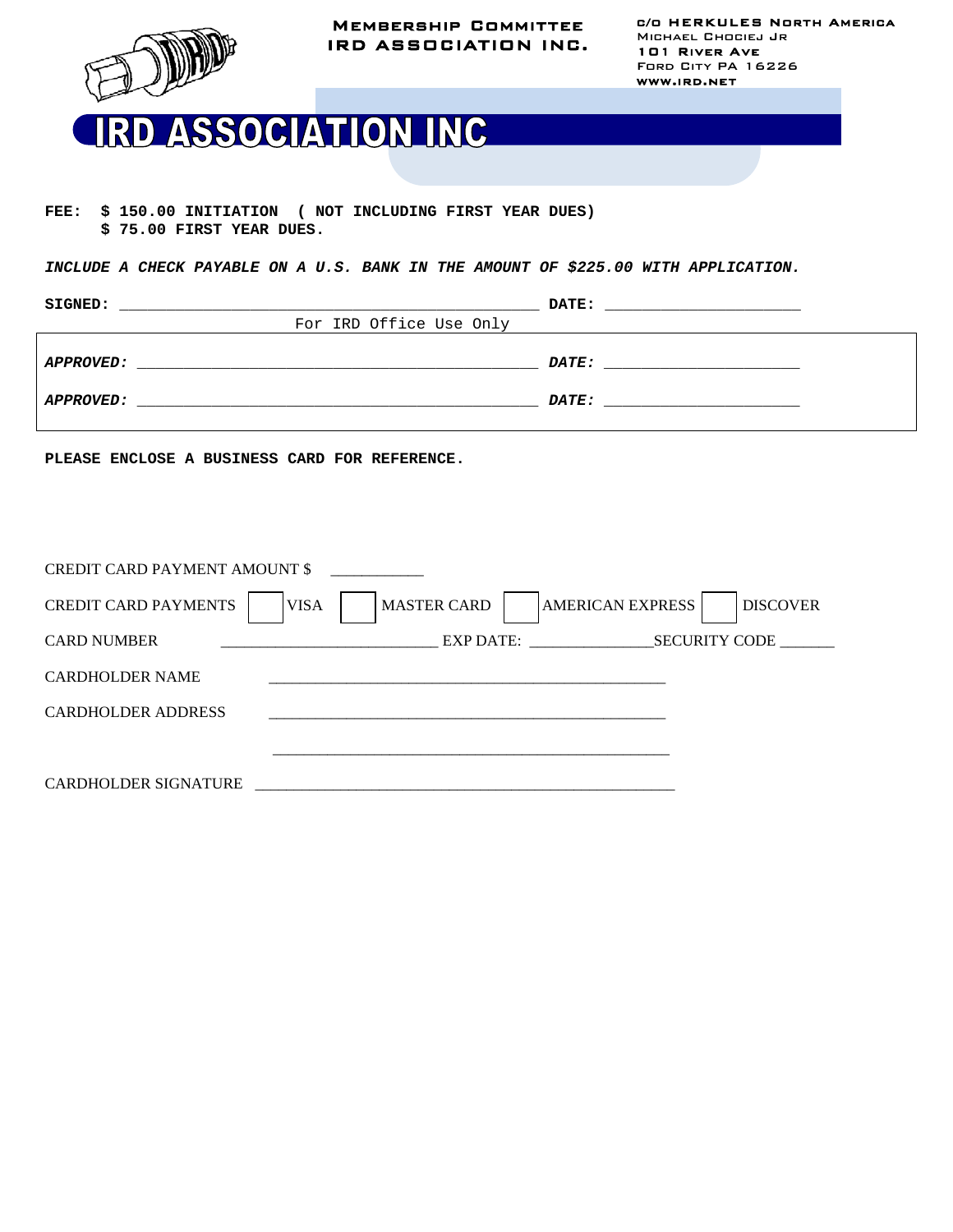**MEMBERSHIP COMMITTEE**
**IRD ASSOCIATION INC.**

C/O HERKULES NORTH AMERICA
MICHAEL CHOCIEJ JR
101 RIVER AVE
FORD CITY PA 16226
WWW.IRD.NET

# IRD ASSOCIATION INC

**FEE: $ 150.00 INITIATION ( NOT INCLUDING FIRST YEAR DUES)**
**$ 75.00 FIRST YEAR DUES.**

***INCLUDE A CHECK PAYABLE ON A U.S. BANK IN THE AMOUNT OF $225.00 WITH APPLICATION.***

**SIGNED:** ______________________________________________ **DATE:** _____________________

For IRD Office Use Only

***APPROVED:*** ____________________________________________ ***DATE:*** _____________________

***APPROVED:*** ____________________________________________ ***DATE:*** _____________________

**PLEASE ENCLOSE A BUSINESS CARD FOR REFERENCE.**

CREDIT CARD PAYMENT AMOUNT $ ___________

CREDIT CARD PAYMENTS ☐ VISA ☐ MASTER CARD ☐ AMERICAN EXPRESS ☐ DISCOVER

CARD NUMBER ___________________________ EXP DATE: _______________SECURITY CODE _______

CARDHOLDER NAME __________________________________________________

CARDHOLDER ADDRESS __________________________________________________

__________________________________________________

CARDHOLDER SIGNATURE _____________________________________________________